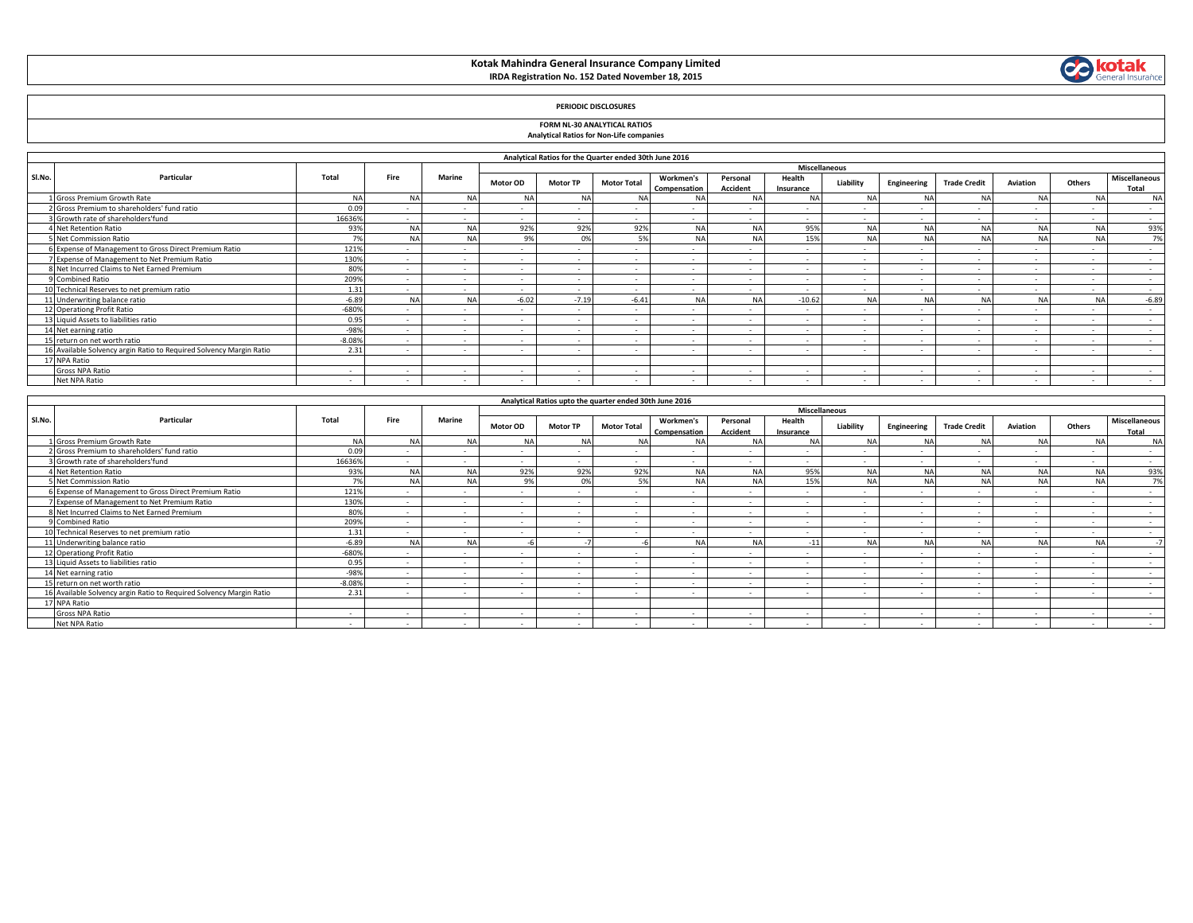# Kotak Mahindra General Insurance Company Limited

**IRDA Registration No. 152 Dated November 18, 2015**

**PERIODIC DISCLOSURES**

**FORM NL-30 ANALYTICAL RATIOS**

**Analytical Ratios for Non-Life companies**

| Analytical Ratios for the Quarter ended 30th June 2016 | | | | | | | | | | | | | | | | | |
|---|---|---|---|---|---|---|---|---|---|---|---|---|---|---|---|---|---|
| Sl.No. | Particular | Total | Fire | Marine | Miscellaneous | | | | | | | | | | | | |
| | | | | | Motor OD | Motor TP | Motor Total | Workmen's Compensation | Personal Accident | Health Insurance | Liability | Engineering | Trade Credit | Aviation | Others | Miscellaneous Total |
| 1 | Gross Premium Growth Rate | NA | NA | NA | NA | NA | NA | NA | NA | NA | NA | NA | NA | NA | NA | NA |
| 2 | Gross Premium to shareholders' fund ratio | 0.09 | - | - | - | - | - | - | - | - | - | - | - | - | - | - |
| 3 | Growth rate of shareholders'fund | 16636% | - | - | - | - | - | - | - | - | - | - | - | - | - | - |
| 4 | Net Retention Ratio | 93% | NA | NA | 92% | 92% | 92% | NA | NA | 95% | NA | NA | NA | NA | NA | 93% |
| 5 | Net Commission Ratio | 7% | NA | NA | 9% | 0% | 5% | NA | NA | 15% | NA | NA | NA | NA | NA | 7% |
| 6 | Expense of Management to Gross Direct Premium Ratio | 121% | - | - | - | - | - | - | - | - | - | - | - | - | - | - |
| 7 | Expense of Management to Net Premium Ratio | 130% | - | - | - | - | - | - | - | - | - | - | - | - | - | - |
| 8 | Net Incurred Claims to Net Earned Premium | 80% | - | - | - | - | - | - | - | - | - | - | - | - | - | - |
| 9 | Combined Ratio | 209% | - | - | - | - | - | - | - | - | - | - | - | - | - | - |
| 10 | Technical Reserves to net premium ratio | 1.31 | - | - | - | - | - | - | - | - | - | - | - | - | - | - |
| 11 | Underwriting balance ratio | -6.89 | NA | NA | -6.02 | -7.19 | -6.41 | NA | NA | -10.62 | NA | NA | NA | NA | NA | -6.89 |
| 12 | Operationg Profit Ratio | -680% | - | - | - | - | - | - | - | - | - | - | - | - | - | - |
| 13 | Liquid Assets to liabilities ratio | 0.95 | - | - | - | - | - | - | - | - | - | - | - | - | - | - |
| 14 | Net earning ratio | -98% | - | - | - | - | - | - | - | - | - | - | - | - | - | - |
| 15 | return on net worth ratio | -8.08% | - | - | - | - | - | - | - | - | - | - | - | - | - | - |
| 16 | Available Solvency argin Ratio to Required Solvency Margin Ratio | 2.31 | - | - | - | - | - | - | - | - | - | - | - | - | - | - |
| 17 | NPA Ratio | | | | | | | | | | | | | | | |
| | Gross NPA Ratio | - | - | - | - | - | - | - | - | - | - | - | - | - | - | - |
| | Net NPA Ratio | - | - | - | - | - | - | - | - | - | - | - | - | - | - | - |

| Analytical Ratios upto the quarter ended 30th June 2016 | | | | | | | | | | | | | | | | | |
|---|---|---|---|---|---|---|---|---|---|---|---|---|---|---|---|---|---|
| Sl.No. | Particular | Total | Fire | Marine | Miscellaneous | | | | | | | | | | | | |
| | | | | | Motor OD | Motor TP | Motor Total | Workmen's Compensation | Personal Accident | Health Insurance | Liability | Engineering | Trade Credit | Aviation | Others | Miscellaneous Total |
| 1 | Gross Premium Growth Rate | NA | NA | NA | NA | NA | NA | NA | NA | NA | NA | NA | NA | NA | NA | NA |
| 2 | Gross Premium to shareholders' fund ratio | 0.09 | - | - | - | - | - | - | - | - | - | - | - | - | - | - |
| 3 | Growth rate of shareholders'fund | 16636% | - | - | - | - | - | - | - | - | - | - | - | - | - | - |
| 4 | Net Retention Ratio | 93% | NA | NA | 92% | 92% | 92% | NA | NA | 95% | NA | NA | NA | NA | NA | 93% |
| 5 | Net Commission Ratio | 7% | NA | NA | 9% | 0% | 5% | NA | NA | 15% | NA | NA | NA | NA | NA | 7% |
| 6 | Expense of Management to Gross Direct Premium Ratio | 121% | - | - | - | - | - | - | - | - | - | - | - | - | - | - |
| 7 | Expense of Management to Net Premium Ratio | 130% | - | - | - | - | - | - | - | - | - | - | - | - | - | - |
| 8 | Net Incurred Claims to Net Earned Premium | 80% | - | - | - | - | - | - | - | - | - | - | - | - | - | - |
| 9 | Combined Ratio | 209% | - | - | - | - | - | - | - | - | - | - | - | - | - | - |
| 10 | Technical Reserves to net premium ratio | 1.31 | - | - | - | - | - | - | - | - | - | - | - | - | - | - |
| 11 | Underwriting balance ratio | -6.89 | NA | NA | -6 | -7 | -6 | NA | NA | -11 | NA | NA | NA | NA | NA | -7 |
| 12 | Operationg Profit Ratio | -680% | - | - | - | - | - | - | - | - | - | - | - | - | - | - |
| 13 | Liquid Assets to liabilities ratio | 0.95 | - | - | - | - | - | - | - | - | - | - | - | - | - | - |
| 14 | Net earning ratio | -98% | - | - | - | - | - | - | - | - | - | - | - | - | - | - |
| 15 | return on net worth ratio | -8.08% | - | - | - | - | - | - | - | - | - | - | - | - | - | - |
| 16 | Available Solvency argin Ratio to Required Solvency Margin Ratio | 2.31 | - | - | - | - | - | - | - | - | - | - | - | - | - | - |
| 17 | NPA Ratio | | | | | | | | | | | | | | | |
| | Gross NPA Ratio | - | - | - | - | - | - | - | - | - | - | - | - | - | - | - |
| | Net NPA Ratio | - | - | - | - | - | - | - | - | - | - | - | - | - | - | - |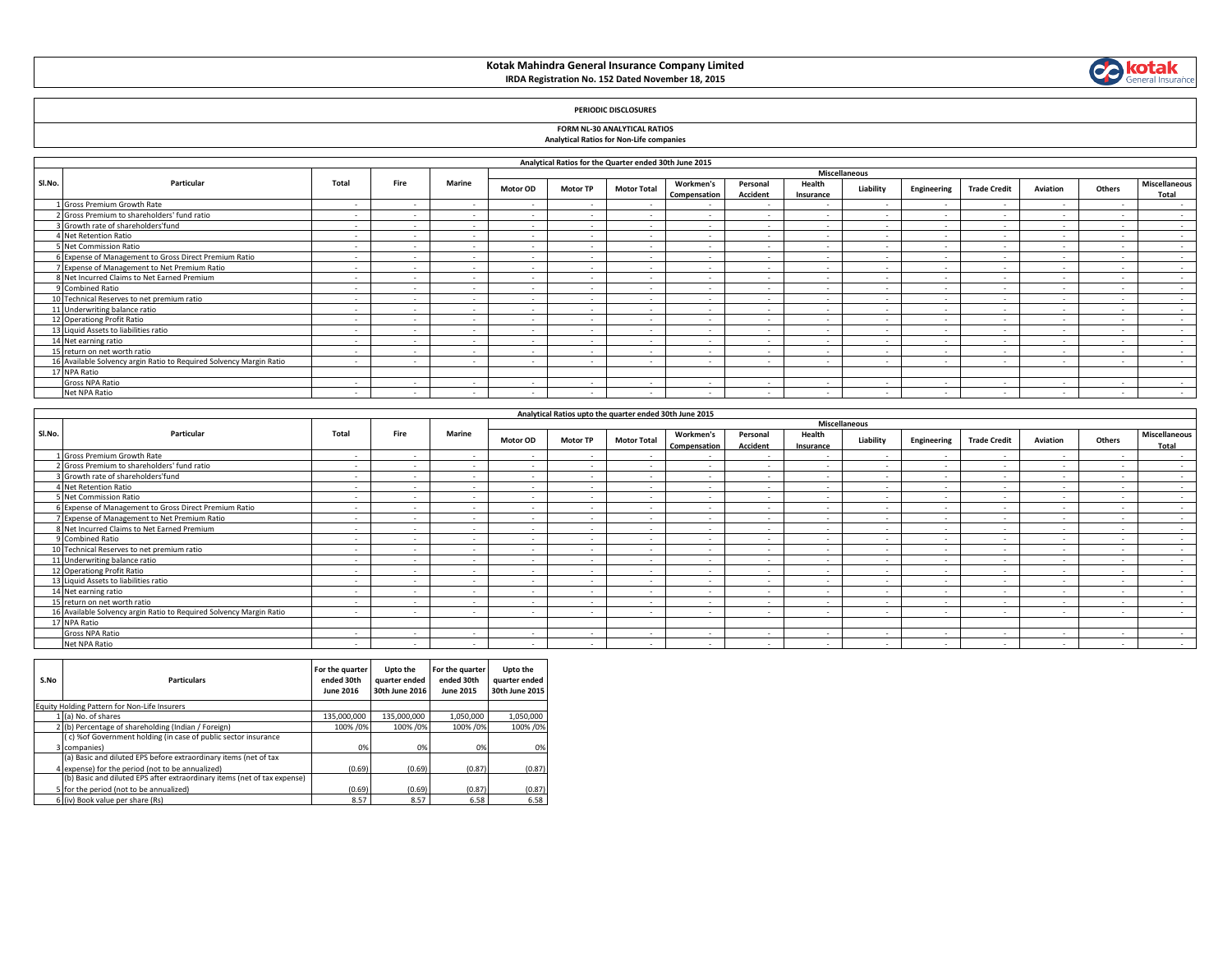# Kotak Mahindra General Insurance Company Limited

**IRDA Registration No. 152 Dated November 18, 2015**

**PERIODIC DISCLOSURES**

**FORM NL-30 ANALYTICAL RATIOS**

**Analytical Ratios for Non-Life companies**

| Analytical Ratios for the Quarter ended 30th June 2015 | | | | | | | | | | | | | | | | | |
|---|---|---|---|---|---|---|---|---|---|---|---|---|---|---|---|---|---|
| Sl.No. | Particular | Total | Fire | Marine | Miscellaneous | | | | | | | | | | | | |
| | | | | | Motor OD | Motor TP | Motor Total | Workmen's Compensation | Personal Accident | Health Insurance | Liability | Engineering | Trade Credit | Aviation | Others | Miscellaneous Total |
| 1 | Gross Premium Growth Rate | - | - | - | - | - | - | - | - | - | - | - | - | - | - | - |
| 2 | Gross Premium to shareholders' fund ratio | - | - | - | - | - | - | - | - | - | - | - | - | - | - | - |
| 3 | Growth rate of shareholders'fund | - | - | - | - | - | - | - | - | - | - | - | - | - | - | - |
| 4 | Net Retention Ratio | - | - | - | - | - | - | - | - | - | - | - | - | - | - | - |
| 5 | Net Commission Ratio | - | - | - | - | - | - | - | - | - | - | - | - | - | - | - |
| 6 | Expense of Management to Gross Direct Premium Ratio | - | - | - | - | - | - | - | - | - | - | - | - | - | - | - |
| 7 | Expense of Management to Net Premium Ratio | - | - | - | - | - | - | - | - | - | - | - | - | - | - | - |
| 8 | Net Incurred Claims to Net Earned Premium | - | - | - | - | - | - | - | - | - | - | - | - | - | - | - |
| 9 | Combined Ratio | - | - | - | - | - | - | - | - | - | - | - | - | - | - | - |
| 10 | Technical Reserves to net premium ratio | - | - | - | - | - | - | - | - | - | - | - | - | - | - | - |
| 11 | Underwriting balance ratio | - | - | - | - | - | - | - | - | - | - | - | - | - | - | - |
| 12 | Operationg Profit Ratio | - | - | - | - | - | - | - | - | - | - | - | - | - | - | - |
| 13 | Liquid Assets to liabilities ratio | - | - | - | - | - | - | - | - | - | - | - | - | - | - | - |
| 14 | Net earning ratio | - | - | - | - | - | - | - | - | - | - | - | - | - | - | - |
| 15 | return on net worth ratio | - | - | - | - | - | - | - | - | - | - | - | - | - | - | - |
| 16 | Available Solvency argin Ratio to Required Solvency Margin Ratio | - | - | - | - | - | - | - | - | - | - | - | - | - | - | - |
| 17 | NPA Ratio | | | | | | | | | | | | | | | |
| | Gross NPA Ratio | - | - | - | - | - | - | - | - | - | - | - | - | - | - | - |
| | Net NPA Ratio | - | - | - | - | - | - | - | - | - | - | - | - | - | - | - |

| Analytical Ratios upto the quarter ended 30th June 2015 | | | | | | | | | | | | | | | | | |
|---|---|---|---|---|---|---|---|---|---|---|---|---|---|---|---|---|---|
| Sl.No. | Particular | Total | Fire | Marine | Miscellaneous | | | | | | | | | | | | |
| | | | | | Motor OD | Motor TP | Motor Total | Workmen's Compensation | Personal Accident | Health Insurance | Liability | Engineering | Trade Credit | Aviation | Others | Miscellaneous Total |
| 1 | Gross Premium Growth Rate | - | - | - | - | - | - | - | - | - | - | - | - | - | - | - |
| 2 | Gross Premium to shareholders' fund ratio | - | - | - | - | - | - | - | - | - | - | - | - | - | - | - |
| 3 | Growth rate of shareholders'fund | - | - | - | - | - | - | - | - | - | - | - | - | - | - | - |
| 4 | Net Retention Ratio | - | - | - | - | - | - | - | - | - | - | - | - | - | - | - |
| 5 | Net Commission Ratio | - | - | - | - | - | - | - | - | - | - | - | - | - | - | - |
| 6 | Expense of Management to Gross Direct Premium Ratio | - | - | - | - | - | - | - | - | - | - | - | - | - | - | - |
| 7 | Expense of Management to Net Premium Ratio | - | - | - | - | - | - | - | - | - | - | - | - | - | - | - |
| 8 | Net Incurred Claims to Net Earned Premium | - | - | - | - | - | - | - | - | - | - | - | - | - | - | - |
| 9 | Combined Ratio | - | - | - | - | - | - | - | - | - | - | - | - | - | - | - |
| 10 | Technical Reserves to net premium ratio | - | - | - | - | - | - | - | - | - | - | - | - | - | - | - |
| 11 | Underwriting balance ratio | - | - | - | - | - | - | - | - | - | - | - | - | - | - | - |
| 12 | Operationg Profit Ratio | - | - | - | - | - | - | - | - | - | - | - | - | - | - | - |
| 13 | Liquid Assets to liabilities ratio | - | - | - | - | - | - | - | - | - | - | - | - | - | - | - |
| 14 | Net earning ratio | - | - | - | - | - | - | - | - | - | - | - | - | - | - | - |
| 15 | return on net worth ratio | - | - | - | - | - | - | - | - | - | - | - | - | - | - | - |
| 16 | Available Solvency argin Ratio to Required Solvency Margin Ratio | - | - | - | - | - | - | - | - | - | - | - | - | - | - | - |
| 17 | NPA Ratio | | | | | | | | | | | | | | | |
| | Gross NPA Ratio | - | - | - | - | - | - | - | - | - | - | - | - | - | - | - |
| | Net NPA Ratio | - | - | - | - | - | - | - | - | - | - | - | - | - | - | - |

| S.No | Particulars | For the quarter ended 30th June 2016 | Upto the quarter ended 30th June 2016 | For the quarter ended 30th June 2015 | Upto the quarter ended 30th June 2015 |
|---|---|---|---|---|---|
| Equity Holding Pattern for Non-Life Insurers | | | | | |
| 1 | (a) No. of shares | 135,000,000 | 135,000,000 | 1,050,000 | 1,050,000 |
| 2 | (b) Percentage of shareholding (Indian / Foreign) | 100% /0% | 100% /0% | 100% /0% | 100% /0% |
| 3 | ( c) %of Government holding (in case of public sector insurance companies) | 0% | 0% | 0% | 0% |
| 4 | (a) Basic and diluted EPS before extraordinary items (net of tax expense) for the period (not to be annualized) | (0.69) | (0.69) | (0.87) | (0.87) |
| 5 | (b) Basic and diluted EPS after extraordinary items (net of tax expense) for the period (not to be annualized) | (0.69) | (0.69) | (0.87) | (0.87) |
| 6 | (iv) Book value per share (Rs) | 8.57 | 8.57 | 6.58 | 6.58 |